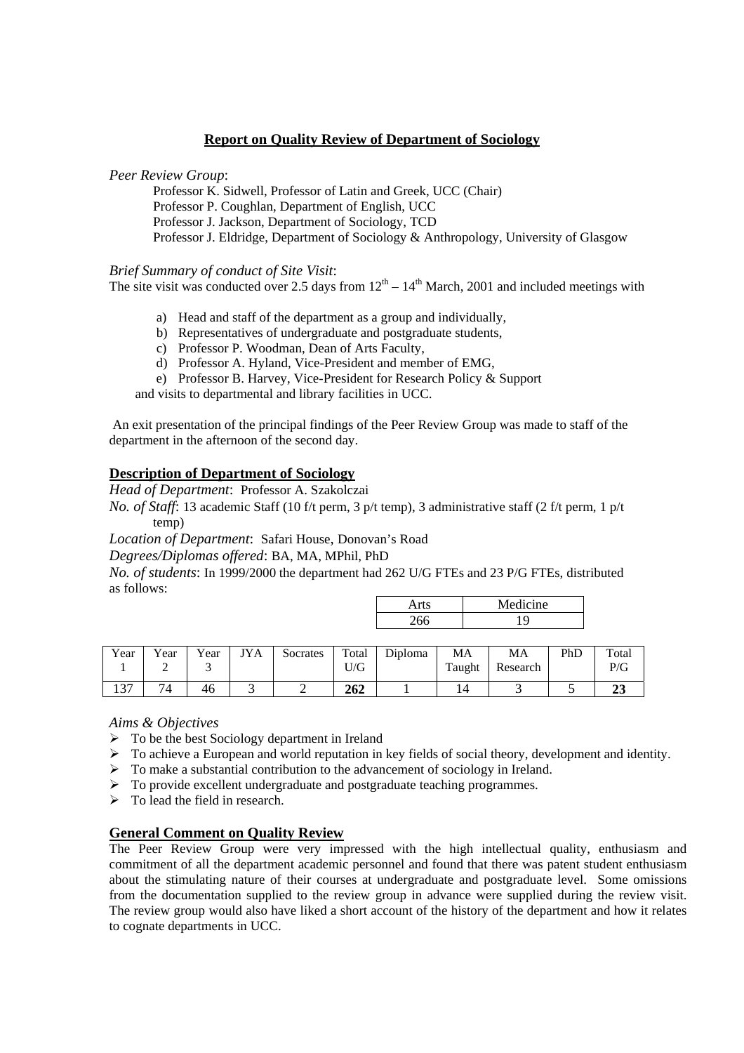# Report on Quality Review of Department of Sociology

*Peer Review Group*:

Professor K. Sidwell, Professor of Latin and Greek, UCC (Chair)
Professor P. Coughlan, Department of English, UCC
Professor J. Jackson, Department of Sociology, TCD
Professor J. Eldridge, Department of Sociology & Anthropology, University of Glasgow

*Brief Summary of conduct of Site Visit*:
The site visit was conducted over 2.5 days from $12^{th}$ – $14^{th}$ March, 2001 and included meetings with

a) Head and staff of the department as a group and individually,
b) Representatives of undergraduate and postgraduate students,
c) Professor P. Woodman, Dean of Arts Faculty,
d) Professor A. Hyland, Vice-President and member of EMG,
e) Professor B. Harvey, Vice-President for Research Policy & Support

and visits to departmental and library facilities in UCC.

An exit presentation of the principal findings of the Peer Review Group was made to staff of the department in the afternoon of the second day.

## Description of Department of Sociology

*Head of Department*: Professor A. Szakolczai

*No. of Staff*: 13 academic Staff (10 f/t perm, 3 p/t temp), 3 administrative staff (2 f/t perm, 1 p/t temp)

*Location of Department*: Safari House, Donovan's Road

*Degrees/Diplomas offered*: BA, MA, MPhil, PhD

*No. of students*: In 1999/2000 the department had 262 U/G FTEs and 23 P/G FTEs, distributed as follows:

| Arts | Medicine |
|---|---|
| 266 | 19 |

| Year 1 | Year 2 | Year 3 | JYA | Socrates | Total U/G | Diploma | MA Taught | MA Research | PhD | Total P/G |
|---|---|---|---|---|---|---|---|---|---|---|
| 137 | 74 | 46 | 3 | 2 | **262** | 1 | 14 | 3 | 5 | **23** |

*Aims & Objectives*

- To be the best Sociology department in Ireland
- To achieve a European and world reputation in key fields of social theory, development and identity.
- To make a substantial contribution to the advancement of sociology in Ireland.
- To provide excellent undergraduate and postgraduate teaching programmes.
- To lead the field in research.

## General Comment on Quality Review

The Peer Review Group were very impressed with the high intellectual quality, enthusiasm and commitment of all the department academic personnel and found that there was patent student enthusiasm about the stimulating nature of their courses at undergraduate and postgraduate level. Some omissions from the documentation supplied to the review group in advance were supplied during the review visit. The review group would also have liked a short account of the history of the department and how it relates to cognate departments in UCC.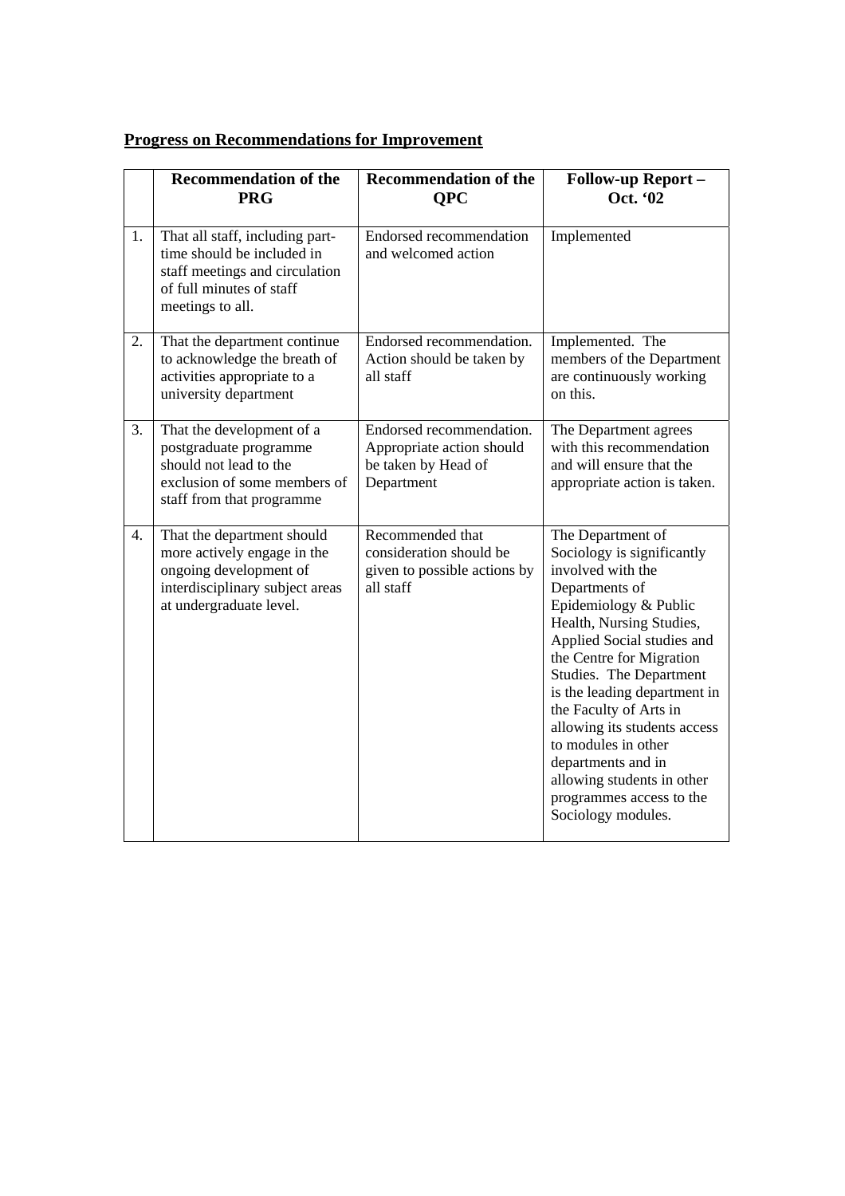**<u>Progress on Recommendations for Improvement</u>**

| | Recommendation of the PRG | Recommendation of the QPC | Follow-up Report – Oct. '02 |
|---|---|---|---|
| 1. | That all staff, including part-time should be included in staff meetings and circulation of full minutes of staff meetings to all. | Endorsed recommendation and welcomed action | Implemented |
| 2. | That the department continue to acknowledge the breath of activities appropriate to a university department | Endorsed recommendation. Action should be taken by all staff | Implemented. The members of the Department are continuously working on this. |
| 3. | That the development of a postgraduate programme should not lead to the exclusion of some members of staff from that programme | Endorsed recommendation. Appropriate action should be taken by Head of Department | The Department agrees with this recommendation and will ensure that the appropriate action is taken. |
| 4. | That the department should more actively engage in the ongoing development of interdisciplinary subject areas at undergraduate level. | Recommended that consideration should be given to possible actions by all staff | The Department of Sociology is significantly involved with the Departments of Epidemiology & Public Health, Nursing Studies, Applied Social studies and the Centre for Migration Studies. The Department is the leading department in the Faculty of Arts in allowing its students access to modules in other departments and in allowing students in other programmes access to the Sociology modules. |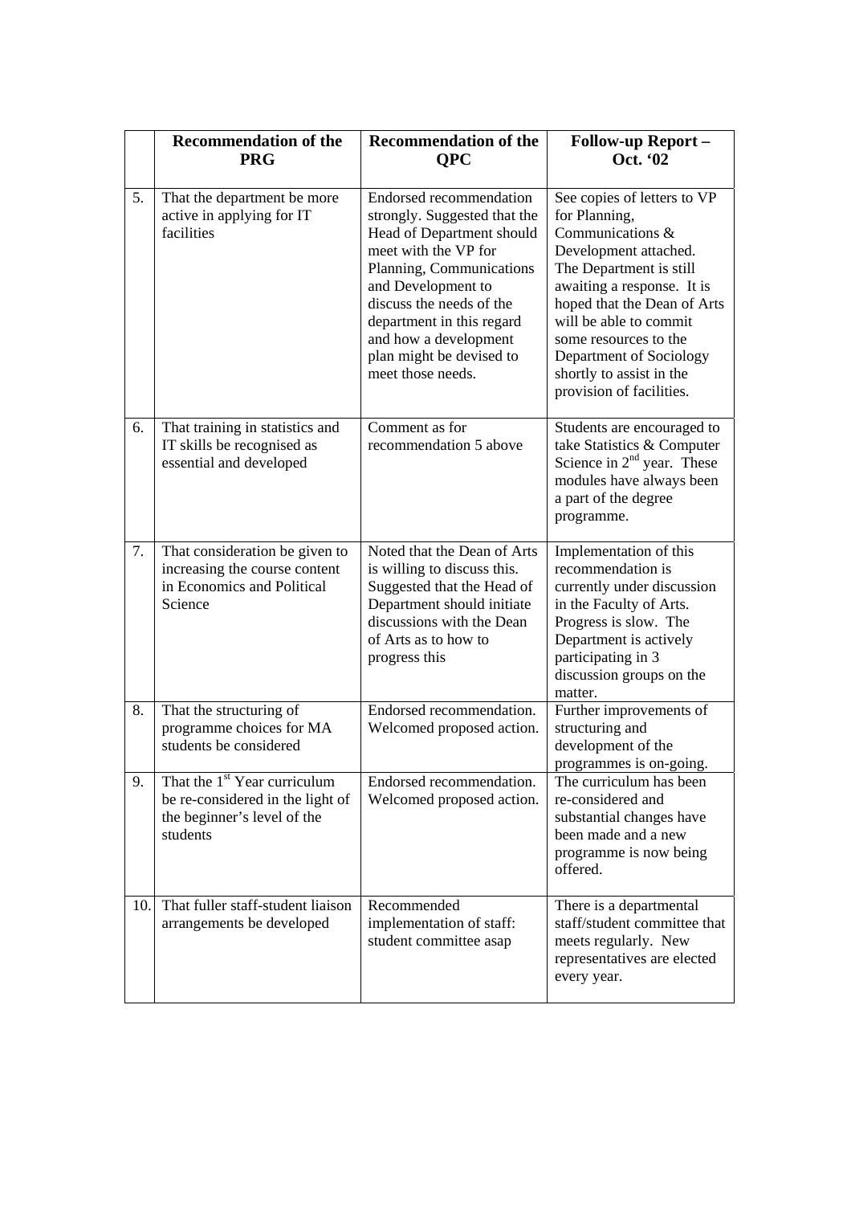| | Recommendation of the PRG | Recommendation of the QPC | Follow-up Report – Oct. '02 |
|---|---|---|---|
| 5. | That the department be more active in applying for IT facilities | Endorsed recommendation strongly. Suggested that the Head of Department should meet with the VP for Planning, Communications and Development to discuss the needs of the department in this regard and how a development plan might be devised to meet those needs. | See copies of letters to VP for Planning, Communications & Development attached. The Department is still awaiting a response. It is hoped that the Dean of Arts will be able to commit some resources to the Department of Sociology shortly to assist in the provision of facilities. |
| 6. | That training in statistics and IT skills be recognised as essential and developed | Comment as for recommendation 5 above | Students are encouraged to take Statistics & Computer Science in 2nd year. These modules have always been a part of the degree programme. |
| 7. | That consideration be given to increasing the course content in Economics and Political Science | Noted that the Dean of Arts is willing to discuss this. Suggested that the Head of Department should initiate discussions with the Dean of Arts as to how to progress this | Implementation of this recommendation is currently under discussion in the Faculty of Arts. Progress is slow. The Department is actively participating in 3 discussion groups on the matter. |
| 8. | That the structuring of programme choices for MA students be considered | Endorsed recommendation. Welcomed proposed action. | Further improvements of structuring and development of the programmes is on-going. |
| 9. | That the 1st Year curriculum be re-considered in the light of the beginner's level of the students | Endorsed recommendation. Welcomed proposed action. | The curriculum has been re-considered and substantial changes have been made and a new programme is now being offered. |
| 10. | That fuller staff-student liaison arrangements be developed | Recommended implementation of staff: student committee asap | There is a departmental staff/student committee that meets regularly. New representatives are elected every year. |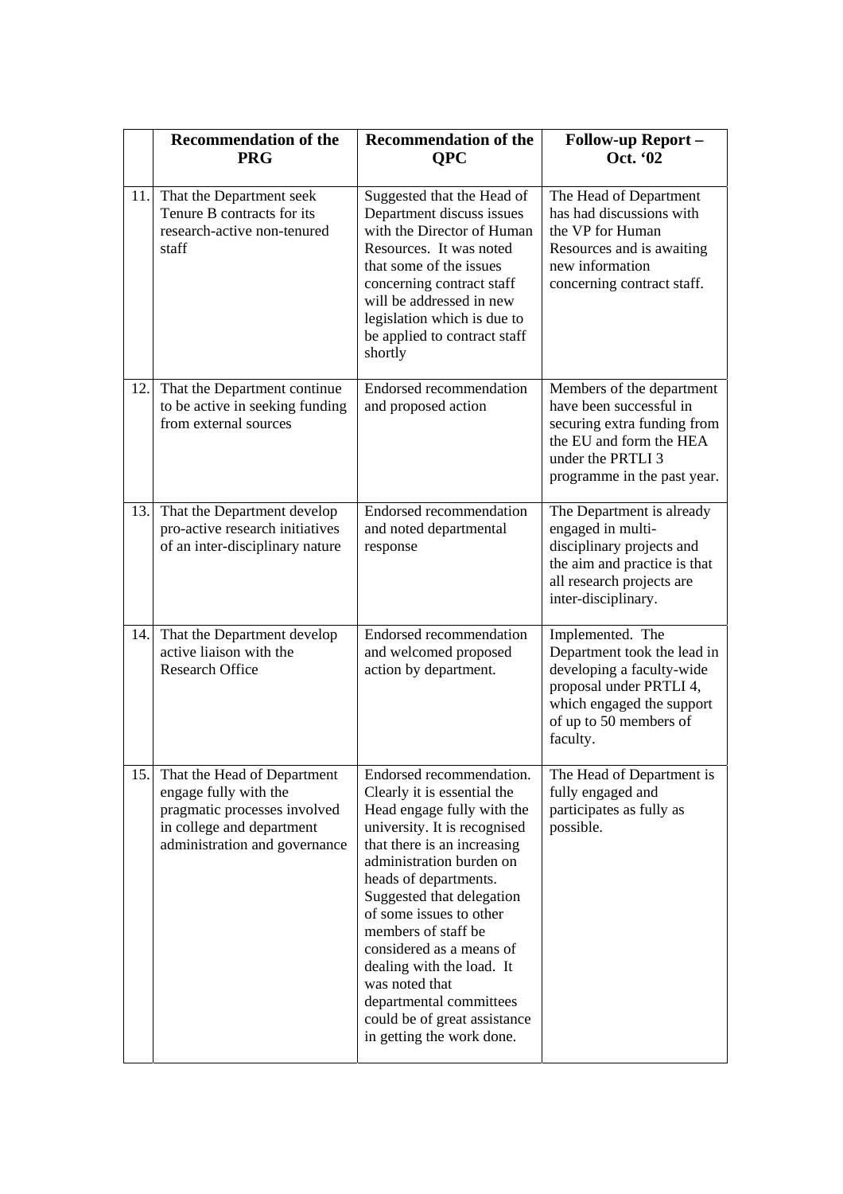| | Recommendation of the PRG | Recommendation of the QPC | Follow-up Report – Oct. '02 |
|---|---|---|---|
| 11. | That the Department seek Tenure B contracts for its research-active non-tenured staff | Suggested that the Head of Department discuss issues with the Director of Human Resources. It was noted that some of the issues concerning contract staff will be addressed in new legislation which is due to be applied to contract staff shortly | The Head of Department has had discussions with the VP for Human Resources and is awaiting new information concerning contract staff. |
| 12. | That the Department continue to be active in seeking funding from external sources | Endorsed recommendation and proposed action | Members of the department have been successful in securing extra funding from the EU and form the HEA under the PRTLI 3 programme in the past year. |
| 13. | That the Department develop pro-active research initiatives of an inter-disciplinary nature | Endorsed recommendation and noted departmental response | The Department is already engaged in multi-disciplinary projects and the aim and practice is that all research projects are inter-disciplinary. |
| 14. | That the Department develop active liaison with the Research Office | Endorsed recommendation and welcomed proposed action by department. | Implemented. The Department took the lead in developing a faculty-wide proposal under PRTLI 4, which engaged the support of up to 50 members of faculty. |
| 15. | That the Head of Department engage fully with the pragmatic processes involved in college and department administration and governance | Endorsed recommendation. Clearly it is essential the Head engage fully with the university. It is recognised that there is an increasing administration burden on heads of departments. Suggested that delegation of some issues to other members of staff be considered as a means of dealing with the load. It was noted that departmental committees could be of great assistance in getting the work done. | The Head of Department is fully engaged and participates as fully as possible. |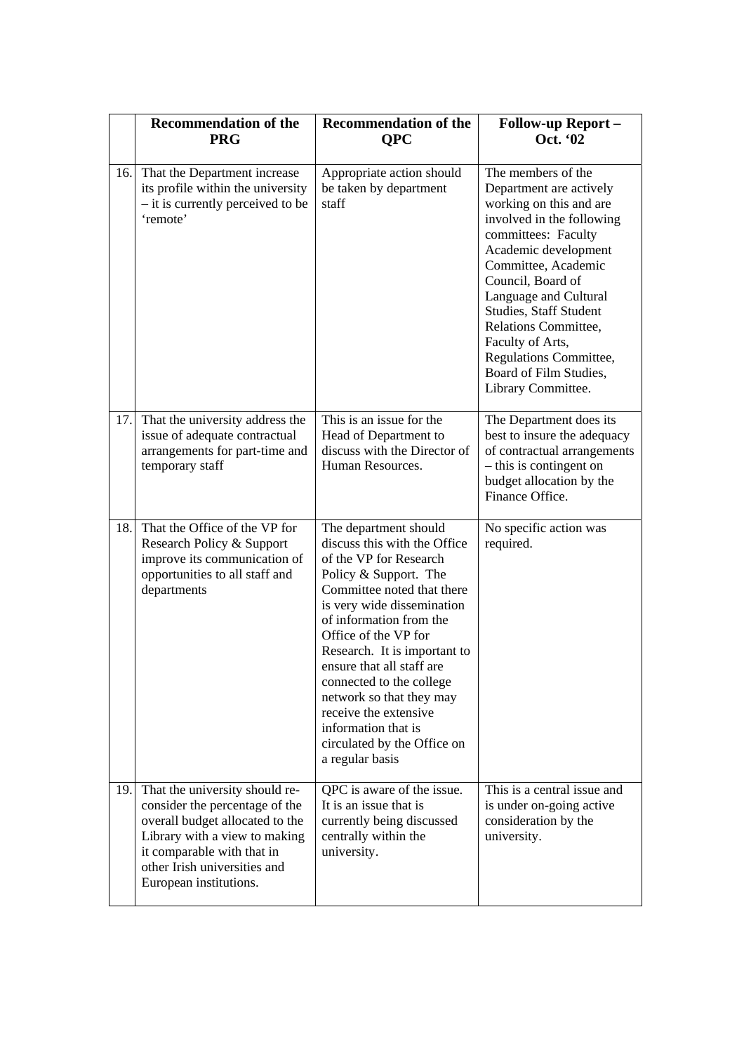|  | Recommendation of the PRG | Recommendation of the QPC | Follow-up Report – Oct. '02 |
|---|---|---|---|
| 16. | That the Department increase its profile within the university – it is currently perceived to be 'remote' | Appropriate action should be taken by department staff | The members of the Department are actively working on this and are involved in the following committees: Faculty Academic development Committee, Academic Council, Board of Language and Cultural Studies, Staff Student Relations Committee, Faculty of Arts, Regulations Committee, Board of Film Studies, Library Committee. |
| 17. | That the university address the issue of adequate contractual arrangements for part-time and temporary staff | This is an issue for the Head of Department to discuss with the Director of Human Resources. | The Department does its best to insure the adequacy of contractual arrangements – this is contingent on budget allocation by the Finance Office. |
| 18. | That the Office of the VP for Research Policy & Support improve its communication of opportunities to all staff and departments | The department should discuss this with the Office of the VP for Research Policy & Support. The Committee noted that there is very wide dissemination of information from the Office of the VP for Research. It is important to ensure that all staff are connected to the college network so that they may receive the extensive information that is circulated by the Office on a regular basis | No specific action was required. |
| 19. | That the university should re-consider the percentage of the overall budget allocated to the Library with a view to making it comparable with that in other Irish universities and European institutions. | QPC is aware of the issue. It is an issue that is currently being discussed centrally within the university. | This is a central issue and is under on-going active consideration by the university. |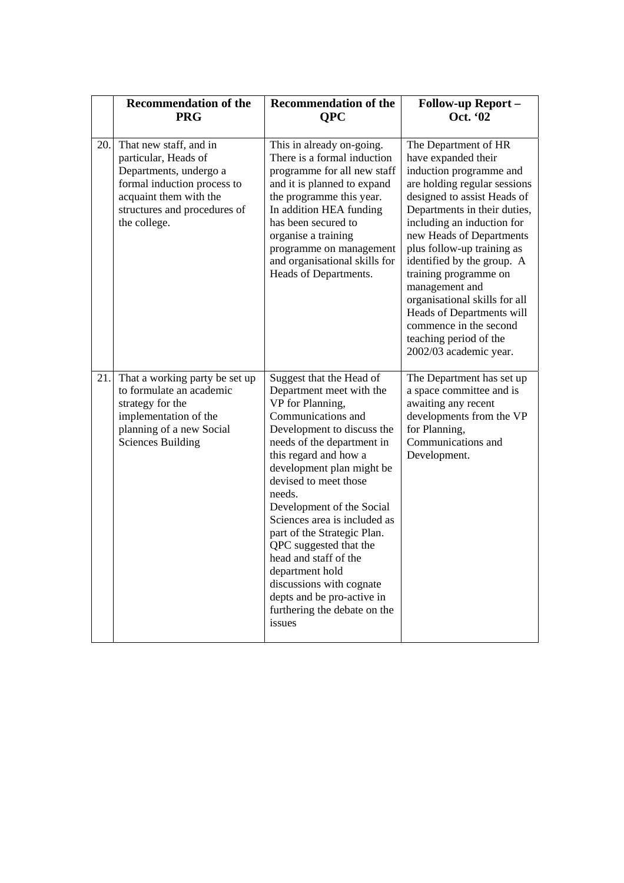| | Recommendation of the PRG | Recommendation of the QPC | Follow-up Report – Oct. '02 |
|---|---|---|---|
| 20. | That new staff, and in particular, Heads of Departments, undergo a formal induction process to acquaint them with the structures and procedures of the college. | This in already on-going. There is a formal induction programme for all new staff and it is planned to expand the programme this year. In addition HEA funding has been secured to organise a training programme on management and organisational skills for Heads of Departments. | The Department of HR have expanded their induction programme and are holding regular sessions designed to assist Heads of Departments in their duties, including an induction for new Heads of Departments plus follow-up training as identified by the group. A training programme on management and organisational skills for all Heads of Departments will commence in the second teaching period of the 2002/03 academic year. |
| 21. | That a working party be set up to formulate an academic strategy for the implementation of the planning of a new Social Sciences Building | Suggest that the Head of Department meet with the VP for Planning, Communications and Development to discuss the needs of the department in this regard and how a development plan might be devised to meet those needs. Development of the Social Sciences area is included as part of the Strategic Plan. QPC suggested that the head and staff of the department hold discussions with cognate depts and be pro-active in furthering the debate on the issues | The Department has set up a space committee and is awaiting any recent developments from the VP for Planning, Communications and Development. |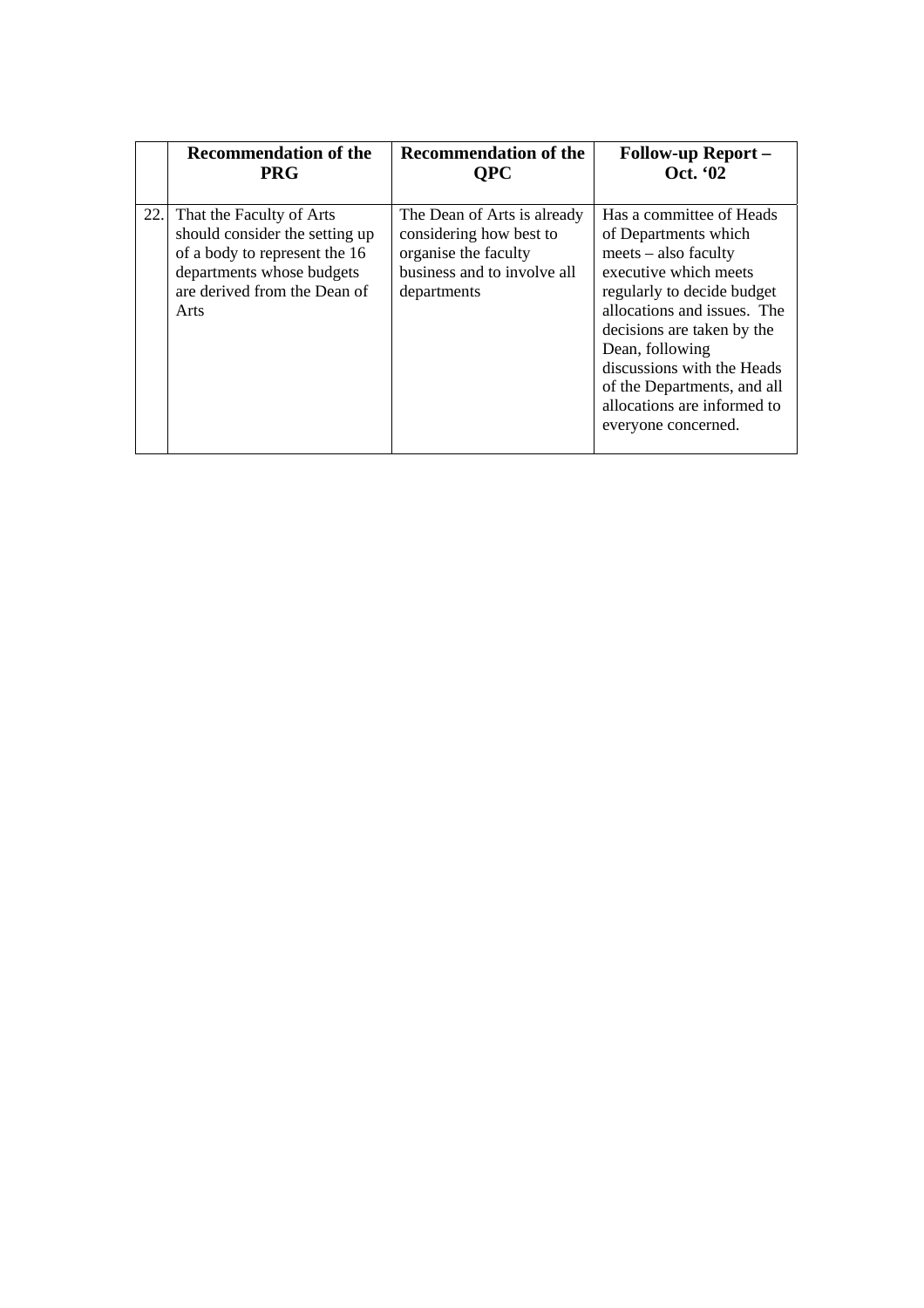| | Recommendation of the PRG | Recommendation of the QPC | Follow-up Report – Oct. '02 |
|---|---|---|---|
| 22. | That the Faculty of Arts should consider the setting up of a body to represent the 16 departments whose budgets are derived from the Dean of Arts | The Dean of Arts is already considering how best to organise the faculty business and to involve all departments | Has a committee of Heads of Departments which meets – also faculty executive which meets regularly to decide budget allocations and issues. The decisions are taken by the Dean, following discussions with the Heads of the Departments, and all allocations are informed to everyone concerned. |